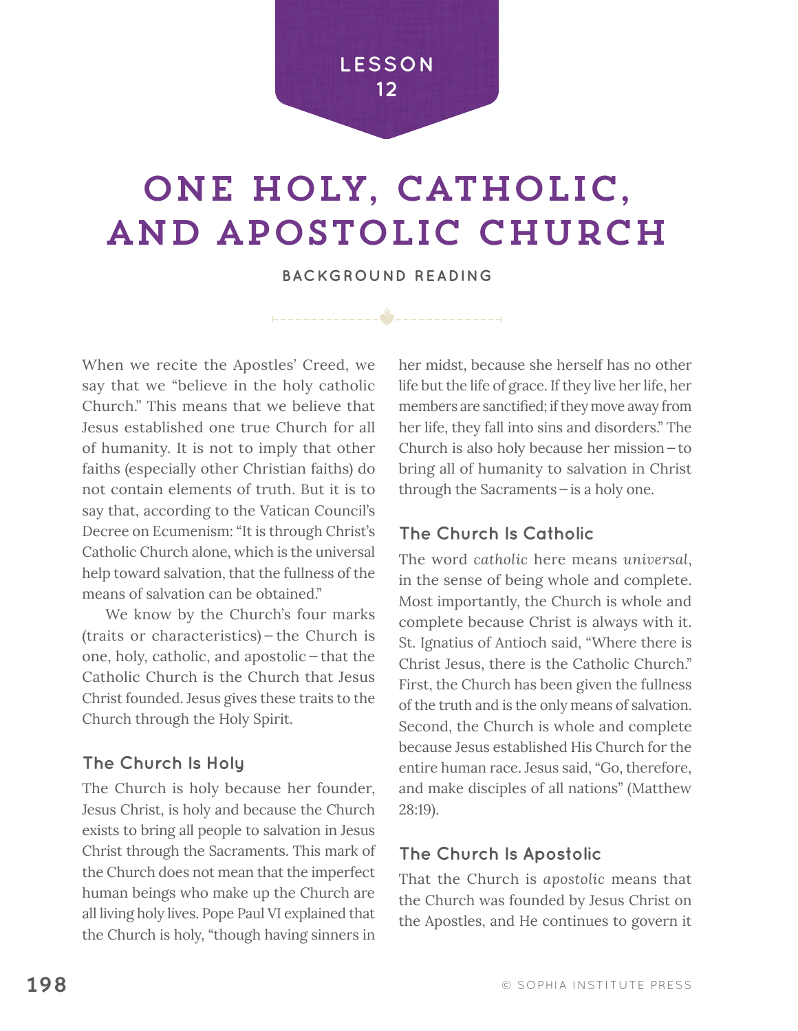LESSON 12

# ONE HOLY, CATHOLIC, AND APOSTOLIC CHURCH

BACKGROUND READING

When we recite the Apostles' Creed, we say that we "believe in the holy catholic Church." This means that we believe that Jesus established one true Church for all of humanity. It is not to imply that other faiths (especially other Christian faiths) do not contain elements of truth. But it is to say that, according to the Vatican Council's Decree on Ecumenism: "It is through Christ's Catholic Church alone, which is the universal help toward salvation, that the fullness of the means of salvation can be obtained."

We know by the Church's four marks (traits or characteristics) – the Church is one, holy, catholic, and apostolic – that the Catholic Church is the Church that Jesus Christ founded. Jesus gives these traits to the Church through the Holy Spirit.

## The Church Is Holy

The Church is holy because her founder, Jesus Christ, is holy and because the Church exists to bring all people to salvation in Jesus Christ through the Sacraments. This mark of the Church does not mean that the imperfect human beings who make up the Church are all living holy lives. Pope Paul VI explained that the Church is holy, "though having sinners in her midst, because she herself has no other life but the life of grace. If they live her life, her members are sanctified; if they move away from her life, they fall into sins and disorders." The Church is also holy because her mission – to bring all of humanity to salvation in Christ through the Sacraments – is a holy one.

## The Church Is Catholic

The word *catholic* here means *universal*, in the sense of being whole and complete. Most importantly, the Church is whole and complete because Christ is always with it. St. Ignatius of Antioch said, "Where there is Christ Jesus, there is the Catholic Church." First, the Church has been given the fullness of the truth and is the only means of salvation. Second, the Church is whole and complete because Jesus established His Church for the entire human race. Jesus said, "Go, therefore, and make disciples of all nations" (Matthew 28:19).

## The Church Is Apostolic

That the Church is *apostolic* means that the Church was founded by Jesus Christ on the Apostles, and He continues to govern it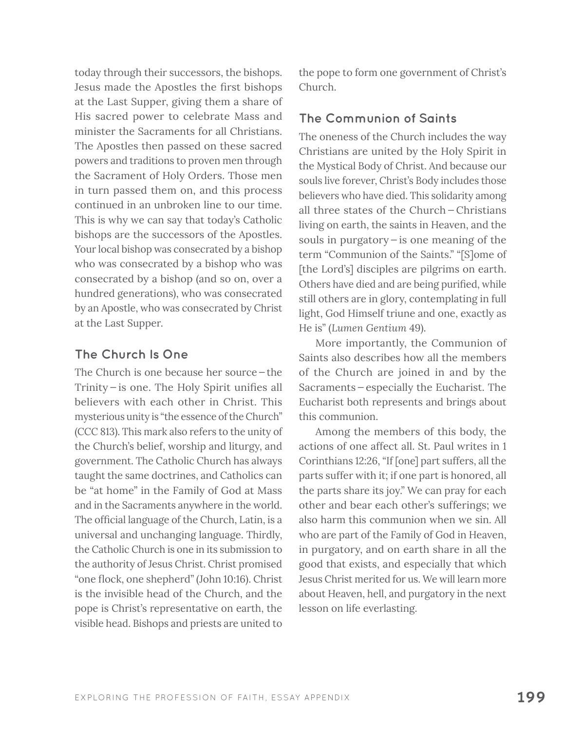today through their successors, the bishops. Jesus made the Apostles the first bishops at the Last Supper, giving them a share of His sacred power to celebrate Mass and minister the Sacraments for all Christians. The Apostles then passed on these sacred powers and traditions to proven men through the Sacrament of Holy Orders. Those men in turn passed them on, and this process continued in an unbroken line to our time. This is why we can say that today's Catholic bishops are the successors of the Apostles. Your local bishop was consecrated by a bishop who was consecrated by a bishop who was consecrated by a bishop (and so on, over a hundred generations), who was consecrated by an Apostle, who was consecrated by Christ at the Last Supper.

## The Church Is One

The Church is one because her source – the Trinity – is one. The Holy Spirit unifies all believers with each other in Christ. This mysterious unity is "the essence of the Church" (CCC 813). This mark also refers to the unity of the Church's belief, worship and liturgy, and government. The Catholic Church has always taught the same doctrines, and Catholics can be "at home" in the Family of God at Mass and in the Sacraments anywhere in the world. The official language of the Church, Latin, is a universal and unchanging language. Thirdly, the Catholic Church is one in its submission to the authority of Jesus Christ. Christ promised "one flock, one shepherd" (John 10:16). Christ is the invisible head of the Church, and the pope is Christ's representative on earth, the visible head. Bishops and priests are united to the pope to form one government of Christ's Church.

## The Communion of Saints

The oneness of the Church includes the way Christians are united by the Holy Spirit in the Mystical Body of Christ. And because our souls live forever, Christ's Body includes those believers who have died. This solidarity among all three states of the Church – Christians living on earth, the saints in Heaven, and the souls in purgatory – is one meaning of the term "Communion of the Saints." "[S]ome of [the Lord's] disciples are pilgrims on earth. Others have died and are being purified, while still others are in glory, contemplating in full light, God Himself triune and one, exactly as He is" (*Lumen Gentium* 49).

More importantly, the Communion of Saints also describes how all the members of the Church are joined in and by the Sacraments – especially the Eucharist. The Eucharist both represents and brings about this communion.

Among the members of this body, the actions of one affect all. St. Paul writes in 1 Corinthians 12:26, "If [one] part suffers, all the parts suffer with it; if one part is honored, all the parts share its joy." We can pray for each other and bear each other's sufferings; we also harm this communion when we sin. All who are part of the Family of God in Heaven, in purgatory, and on earth share in all the good that exists, and especially that which Jesus Christ merited for us. We will learn more about Heaven, hell, and purgatory in the next lesson on life everlasting.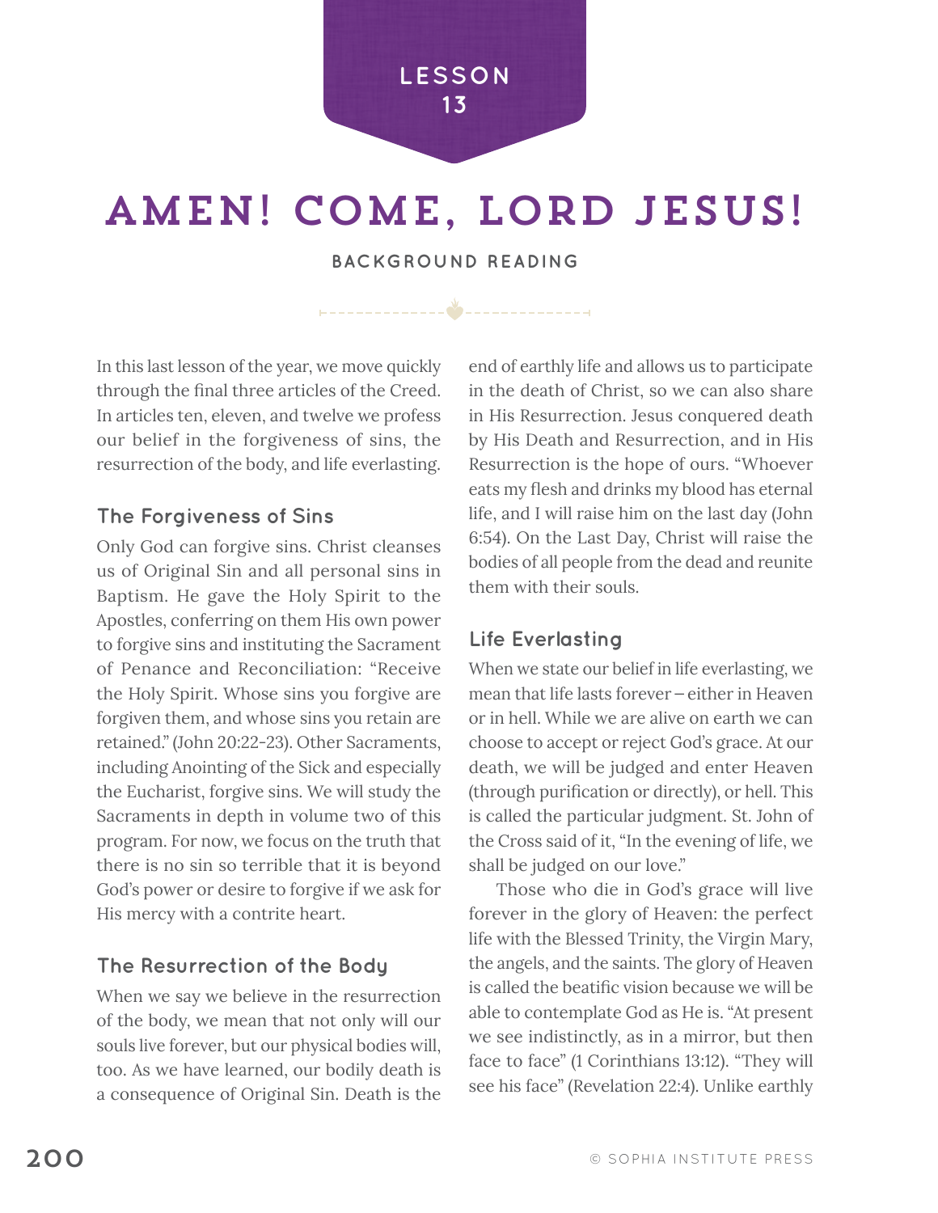LESSON 13

# AMEN! COME, LORD JESUS!

BACKGROUND READING

In this last lesson of the year, we move quickly through the final three articles of the Creed. In articles ten, eleven, and twelve we profess our belief in the forgiveness of sins, the resurrection of the body, and life everlasting.

## The Forgiveness of Sins

Only God can forgive sins. Christ cleanses us of Original Sin and all personal sins in Baptism. He gave the Holy Spirit to the Apostles, conferring on them His own power to forgive sins and instituting the Sacrament of Penance and Reconciliation: "Receive the Holy Spirit. Whose sins you forgive are forgiven them, and whose sins you retain are retained." (John 20:22-23). Other Sacraments, including Anointing of the Sick and especially the Eucharist, forgive sins. We will study the Sacraments in depth in volume two of this program. For now, we focus on the truth that there is no sin so terrible that it is beyond God's power or desire to forgive if we ask for His mercy with a contrite heart.

## The Resurrection of the Body

When we say we believe in the resurrection of the body, we mean that not only will our souls live forever, but our physical bodies will, too. As we have learned, our bodily death is a consequence of Original Sin. Death is the end of earthly life and allows us to participate in the death of Christ, so we can also share in His Resurrection. Jesus conquered death by His Death and Resurrection, and in His Resurrection is the hope of ours. "Whoever eats my flesh and drinks my blood has eternal life, and I will raise him on the last day (John 6:54). On the Last Day, Christ will raise the bodies of all people from the dead and reunite them with their souls.

## Life Everlasting

When we state our belief in life everlasting, we mean that life lasts forever – either in Heaven or in hell. While we are alive on earth we can choose to accept or reject God's grace. At our death, we will be judged and enter Heaven (through purification or directly), or hell. This is called the particular judgment. St. John of the Cross said of it, "In the evening of life, we shall be judged on our love."

Those who die in God's grace will live forever in the glory of Heaven: the perfect life with the Blessed Trinity, the Virgin Mary, the angels, and the saints. The glory of Heaven is called the beatific vision because we will be able to contemplate God as He is. "At present we see indistinctly, as in a mirror, but then face to face" (1 Corinthians 13:12). "They will see his face" (Revelation 22:4). Unlike earthly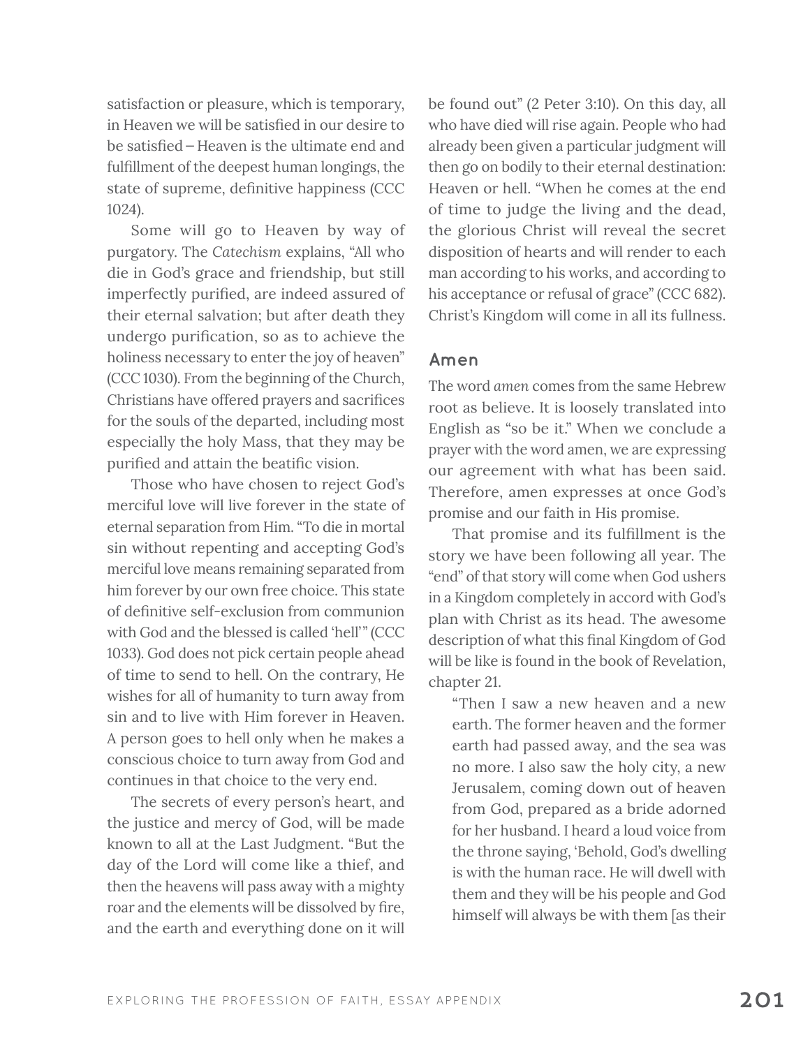satisfaction or pleasure, which is temporary, in Heaven we will be satisfied in our desire to be satisfied – Heaven is the ultimate end and fulfillment of the deepest human longings, the state of supreme, definitive happiness (CCC 1024).

Some will go to Heaven by way of purgatory. The *Catechism* explains, "All who die in God's grace and friendship, but still imperfectly purified, are indeed assured of their eternal salvation; but after death they undergo purification, so as to achieve the holiness necessary to enter the joy of heaven" (CCC 1030). From the beginning of the Church, Christians have offered prayers and sacrifices for the souls of the departed, including most especially the holy Mass, that they may be purified and attain the beatific vision.

Those who have chosen to reject God's merciful love will live forever in the state of eternal separation from Him. "To die in mortal sin without repenting and accepting God's merciful love means remaining separated from him forever by our own free choice. This state of definitive self-exclusion from communion with God and the blessed is called 'hell'" (CCC 1033). God does not pick certain people ahead of time to send to hell. On the contrary, He wishes for all of humanity to turn away from sin and to live with Him forever in Heaven. A person goes to hell only when he makes a conscious choice to turn away from God and continues in that choice to the very end.

The secrets of every person's heart, and the justice and mercy of God, will be made known to all at the Last Judgment. "But the day of the Lord will come like a thief, and then the heavens will pass away with a mighty roar and the elements will be dissolved by fire, and the earth and everything done on it will be found out" (2 Peter 3:10). On this day, all who have died will rise again. People who had already been given a particular judgment will then go on bodily to their eternal destination: Heaven or hell. "When he comes at the end of time to judge the living and the dead, the glorious Christ will reveal the secret disposition of hearts and will render to each man according to his works, and according to his acceptance or refusal of grace" (CCC 682). Christ's Kingdom will come in all its fullness.

## Amen

The word *amen* comes from the same Hebrew root as believe. It is loosely translated into English as "so be it." When we conclude a prayer with the word amen, we are expressing our agreement with what has been said. Therefore, amen expresses at once God's promise and our faith in His promise.

That promise and its fulfillment is the story we have been following all year. The "end" of that story will come when God ushers in a Kingdom completely in accord with God's plan with Christ as its head. The awesome description of what this final Kingdom of God will be like is found in the book of Revelation, chapter 21.

> "Then I saw a new heaven and a new earth. The former heaven and the former earth had passed away, and the sea was no more. I also saw the holy city, a new Jerusalem, coming down out of heaven from God, prepared as a bride adorned for her husband. I heard a loud voice from the throne saying, 'Behold, God's dwelling is with the human race. He will dwell with them and they will be his people and God himself will always be with them [as their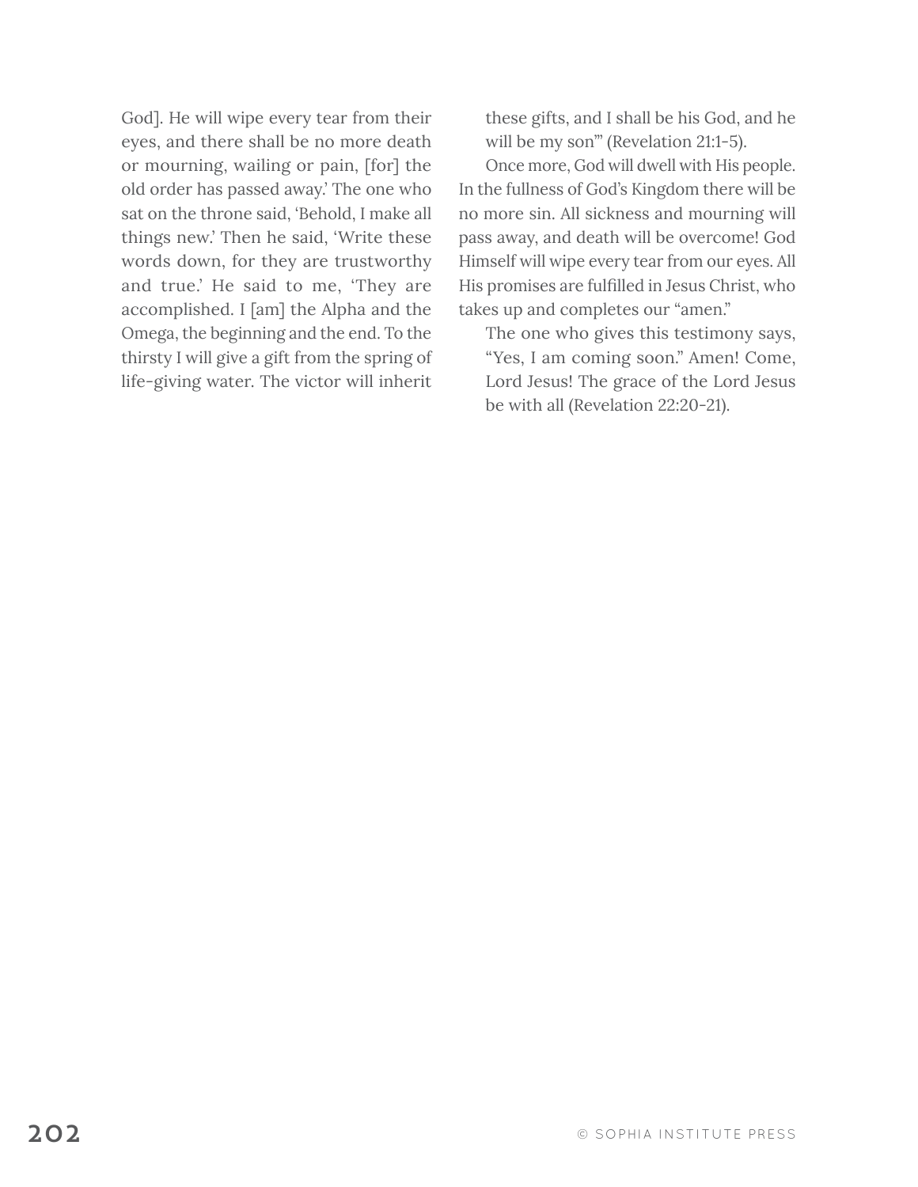God]. He will wipe every tear from their eyes, and there shall be no more death or mourning, wailing or pain, [for] the old order has passed away.' The one who sat on the throne said, 'Behold, I make all things new.' Then he said, 'Write these words down, for they are trustworthy and true.' He said to me, 'They are accomplished. I [am] the Alpha and the Omega, the beginning and the end. To the thirsty I will give a gift from the spring of life-giving water. The victor will inherit these gifts, and I shall be his God, and he will be my son'" (Revelation 21:1-5).

Once more, God will dwell with His people. In the fullness of God's Kingdom there will be no more sin. All sickness and mourning will pass away, and death will be overcome! God Himself will wipe every tear from our eyes. All His promises are fulfilled in Jesus Christ, who takes up and completes our "amen."

> The one who gives this testimony says, "Yes, I am coming soon." Amen! Come, Lord Jesus! The grace of the Lord Jesus be with all (Revelation 22:20-21).